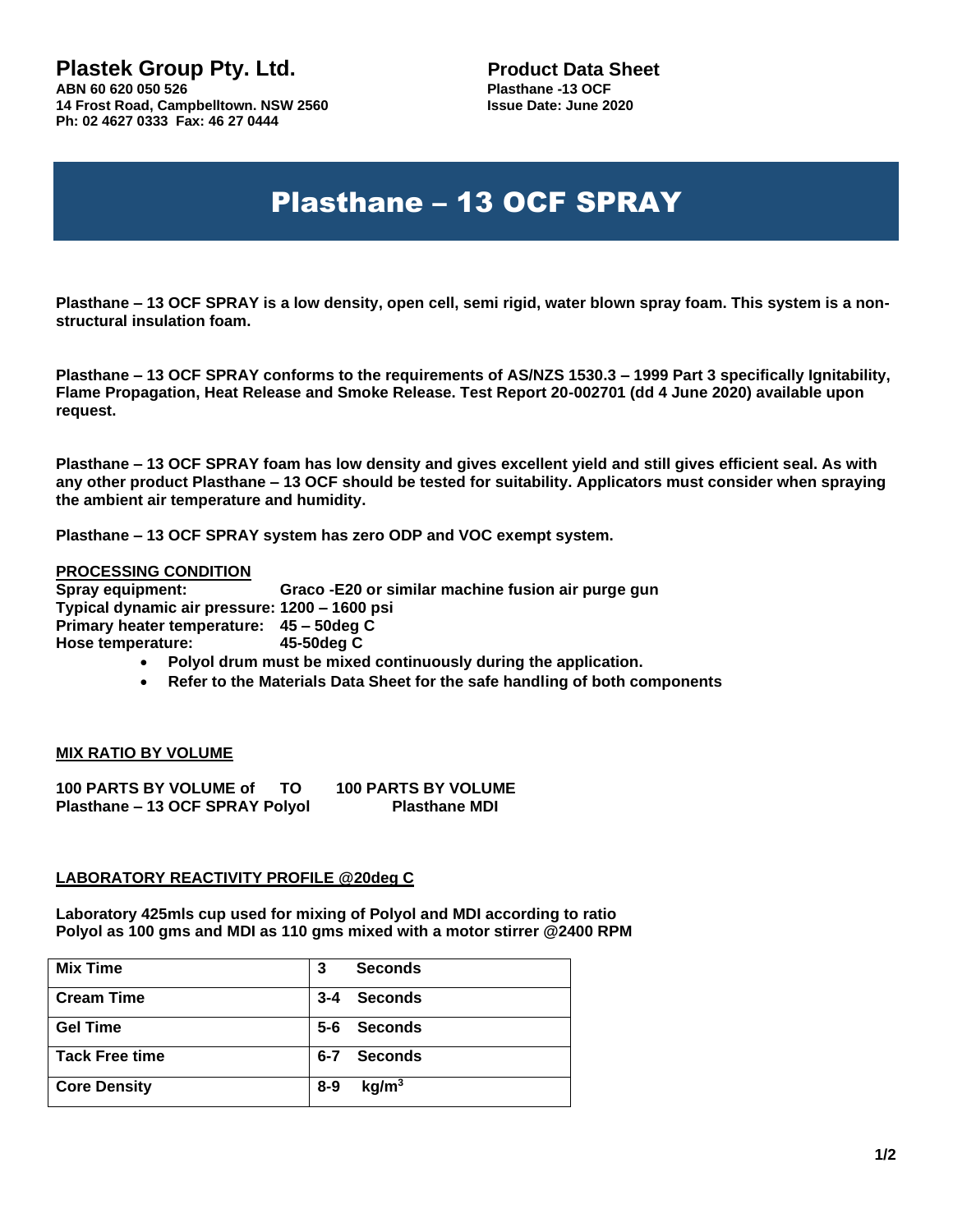**Plastek Group Pty. Ltd.**
**ABN 60 620 050 526**
**14 Frost Road, Campbelltown. NSW 2560**
**Ph: 02 4627 0333 Fax: 46 27 0444**

**Product Data Sheet**
**Plasthane -13 OCF**
**Issue Date: June 2020**

# Plasthane – 13 OCF SPRAY

**Plasthane – 13 OCF SPRAY is a low density, open cell, semi rigid, water blown spray foam. This system is a non-structural insulation foam.**

**Plasthane – 13 OCF SPRAY conforms to the requirements of AS/NZS 1530.3 – 1999 Part 3 specifically Ignitability, Flame Propagation, Heat Release and Smoke Release. Test Report 20-002701 (dd 4 June 2020) available upon request.**

**Plasthane – 13 OCF SPRAY foam has low density and gives excellent yield and still gives efficient seal. As with any other product Plasthane – 13 OCF should be tested for suitability. Applicators must consider when spraying the ambient air temperature and humidity.**

**Plasthane – 13 OCF SPRAY system has zero ODP and VOC exempt system.**

## PROCESSING CONDITION

**Spray equipment:** Graco -E20 or similar machine fusion air purge gun
**Typical dynamic air pressure:** 1200 – 1600 psi
**Primary heater temperature:** 45 – 50deg C
**Hose temperature:** 45-50deg C

- **Polyol drum must be mixed continuously during the application.**
- **Refer to the Materials Data Sheet for the safe handling of both components**

## MIX RATIO BY VOLUME

**100 PARTS BY VOLUME of Plasthane – 13 OCF SPRAY Polyol TO 100 PARTS BY VOLUME Plasthane MDI**

## LABORATORY REACTIVITY PROFILE @20deg C

**Laboratory 425mls cup used for mixing of Polyol and MDI according to ratio**
**Polyol as 100 gms and MDI as 110 gms mixed with a motor stirrer @2400 RPM**

| | |
|---|---|
| **Mix Time** | **3 Seconds** |
| **Cream Time** | **3-4 Seconds** |
| **Gel Time** | **5-6 Seconds** |
| **Tack Free time** | **6-7 Seconds** |
| **Core Density** | **8-9 kg/m$^3$** |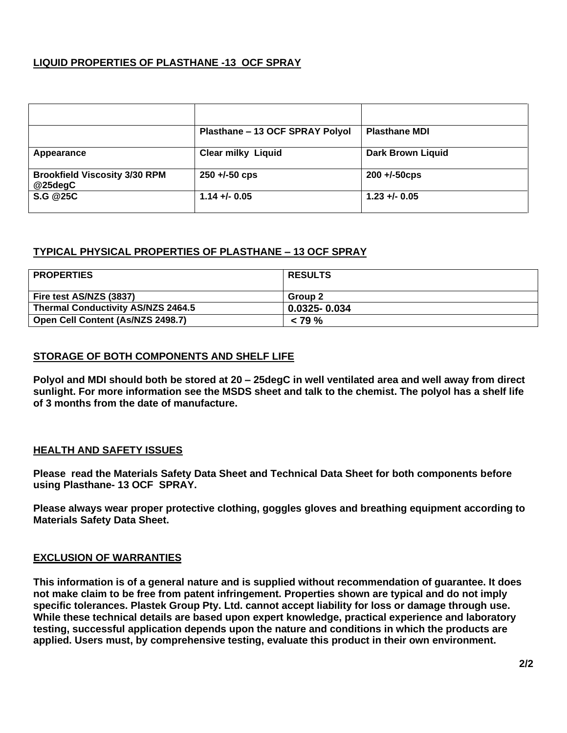## LIQUID PROPERTIES OF PLASTHANE -13 OCF SPRAY

| | | |
|---|---|---|
| | Plasthane – 13 OCF SPRAY Polyol | Plasthane MDI |
| Appearance | Clear milky Liquid | Dark Brown Liquid |
| Brookfield Viscosity 3/30 RPM @25degC | 250 +/-50 cps | 200 +/-50cps |
| S.G @25C | 1.14 +/- 0.05 | 1.23 +/- 0.05 |

## TYPICAL PHYSICAL PROPERTIES OF PLASTHANE – 13 OCF SPRAY

| PROPERTIES | RESULTS |
|---|---|
| Fire test AS/NZS (3837) | Group 2 |
| Thermal Conductivity AS/NZS 2464.5 | 0.0325- 0.034 |
| Open Cell Content (As/NZS 2498.7) | < 79 % |

## STORAGE OF BOTH COMPONENTS AND SHELF LIFE

**Polyol and MDI should both be stored at 20 – 25degC in well ventilated area and well away from direct sunlight. For more information see the MSDS sheet and talk to the chemist. The polyol has a shelf life of 3 months from the date of manufacture.**

## HEALTH AND SAFETY ISSUES

**Please read the Materials Safety Data Sheet and Technical Data Sheet for both components before using Plasthane- 13 OCF SPRAY.**

**Please always wear proper protective clothing, goggles gloves and breathing equipment according to Materials Safety Data Sheet.**

## EXCLUSION OF WARRANTIES

**This information is of a general nature and is supplied without recommendation of guarantee. It does not make claim to be free from patent infringement. Properties shown are typical and do not imply specific tolerances. Plastek Group Pty. Ltd. cannot accept liability for loss or damage through use. While these technical details are based upon expert knowledge, practical experience and laboratory testing, successful application depends upon the nature and conditions in which the products are applied. Users must, by comprehensive testing, evaluate this product in their own environment.**